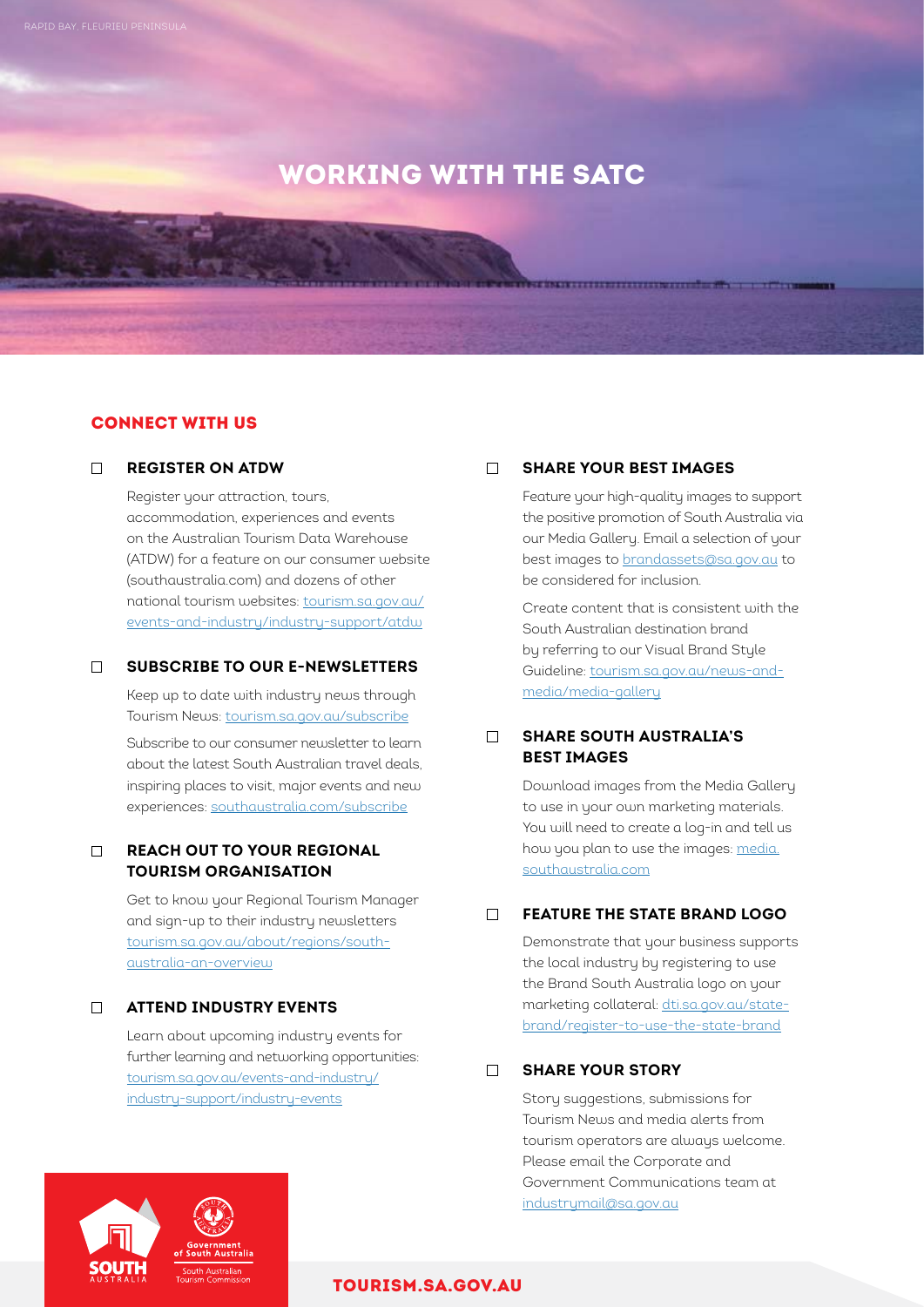RAPID BAY, FLEURIEU PENINSULA

# WORKING WITH THE SATC

## CONNECT WITH US

### ☐ REGISTER ON ATDW

Register your attraction, tours, accommodation, experiences and events on the Australian Tourism Data Warehouse (ATDW) for a feature on our consumer website (southaustralia.com) and dozens of other national tourism websites: tourism.sa.gov.au/events-and-industry/industry-support/atdw

### ☐ SUBSCRIBE TO OUR E-NEWSLETTERS

Keep up to date with industry news through Tourism News: tourism.sa.gov.au/subscribe

Subscribe to our consumer newsletter to learn about the latest South Australian travel deals, inspiring places to visit, major events and new experiences: southaustralia.com/subscribe

### ☐ REACH OUT TO YOUR REGIONAL TOURISM ORGANISATION

Get to know your Regional Tourism Manager and sign-up to their industry newsletters tourism.sa.gov.au/about/regions/south-australia-an-overview

### ☐ ATTEND INDUSTRY EVENTS

Learn about upcoming industry events for further learning and networking opportunities: tourism.sa.gov.au/events-and-industry/industry-support/industry-events

### ☐ SHARE YOUR BEST IMAGES

Feature your high-quality images to support the positive promotion of South Australia via our Media Gallery. Email a selection of your best images to brandassets@sa.gov.au to be considered for inclusion.

Create content that is consistent with the South Australian destination brand by referring to our Visual Brand Style Guideline: tourism.sa.gov.au/news-and-media/media-gallery

### ☐ SHARE SOUTH AUSTRALIA'S BEST IMAGES

Download images from the Media Gallery to use in your own marketing materials. You will need to create a log-in and tell us how you plan to use the images: media.southaustralia.com

### ☐ FEATURE THE STATE BRAND LOGO

Demonstrate that your business supports the local industry by registering to use the Brand South Australia logo on your marketing collateral: dti.sa.gov.au/state-brand/register-to-use-the-state-brand

### ☐ SHARE YOUR STORY

Story suggestions, submissions for Tourism News and media alerts from tourism operators are always welcome. Please email the Corporate and Government Communications team at industrymail@sa.gov.au

SOUTH AUSTRALIA

Government of South Australia
South Australian Tourism Commission

TOURISM.SA.GOV.AU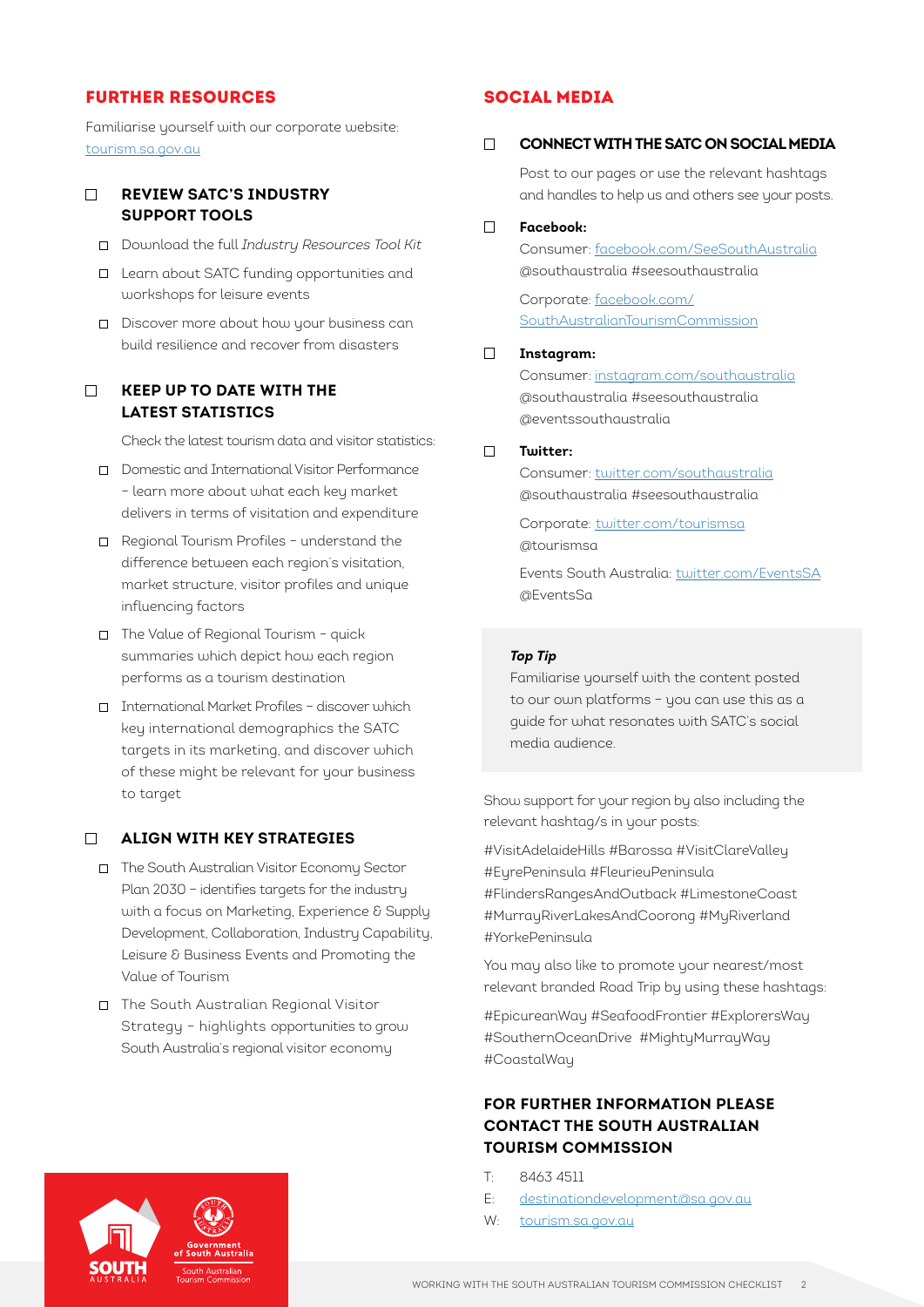## FURTHER RESOURCES

Familiarise yourself with our corporate website: tourism.sa.gov.au

- ☐ **REVIEW SATC'S INDUSTRY SUPPORT TOOLS**
  - ☐ Download the full *Industry Resources Tool Kit*
  - ☐ Learn about SATC funding opportunities and workshops for leisure events
  - ☐ Discover more about how your business can build resilience and recover from disasters

- ☐ **KEEP UP TO DATE WITH THE LATEST STATISTICS**

  Check the latest tourism data and visitor statistics:
  - ☐ Domestic and International Visitor Performance – learn more about what each key market delivers in terms of visitation and expenditure
  - ☐ Regional Tourism Profiles – understand the difference between each region's visitation, market structure, visitor profiles and unique influencing factors
  - ☐ The Value of Regional Tourism – quick summaries which depict how each region performs as a tourism destination
  - ☐ International Market Profiles – discover which key international demographics the SATC targets in its marketing, and discover which of these might be relevant for your business to target

- ☐ **ALIGN WITH KEY STRATEGIES**
  - ☐ The South Australian Visitor Economy Sector Plan 2030 – identifies targets for the industry with a focus on Marketing, Experience & Supply Development, Collaboration, Industry Capability, Leisure & Business Events and Promoting the Value of Tourism
  - ☐ The South Australian Regional Visitor Strategy – highlights opportunities to grow South Australia's regional visitor economy

## SOCIAL MEDIA

- ☐ **CONNECT WITH THE SATC ON SOCIAL MEDIA**

  Post to our pages or use the relevant hashtags and handles to help us and others see your posts.

- ☐ **Facebook:**

  Consumer: facebook.com/SeeSouthAustralia
  @southaustralia #seesouthaustralia

  Corporate: facebook.com/SouthAustralianTourismCommission

- ☐ **Instagram:**

  Consumer: instagram.com/southaustralia
  @southaustralia #seesouthaustralia
  @eventssouthaustralia

- ☐ **Twitter:**

  Consumer: twitter.com/southaustralia
  @southaustralia #seesouthaustralia

  Corporate: twitter.com/tourismsa
  @tourismsa

  Events South Australia: twitter.com/EventsSA
  @EventsSa

> ***Top Tip***
>
> Familiarise yourself with the content posted to our own platforms – you can use this as a guide for what resonates with SATC's social media audience.

Show support for your region by also including the relevant hashtag/s in your posts:

#VisitAdelaideHills #Barossa #VisitClareValley #EyrePeninsula #FleurieuPeninsula #FlindersRangesAndOutback #LimestoneCoast #MurrayRiverLakesAndCoorong #MyRiverland #YorkePeninsula

You may also like to promote your nearest/most relevant branded Road Trip by using these hashtags:

#EpicureanWay #SeafoodFrontier #ExplorersWay #SouthernOceanDrive #MightyMurrayWay #CoastalWay

### FOR FURTHER INFORMATION PLEASE CONTACT THE SOUTH AUSTRALIAN TOURISM COMMISSION

T: 8463 4511
E: destinationdevelopment@sa.gov.au
W: tourism.sa.gov.au

SOUTH AUSTRALIA

Government of South Australia
South Australian Tourism Commission